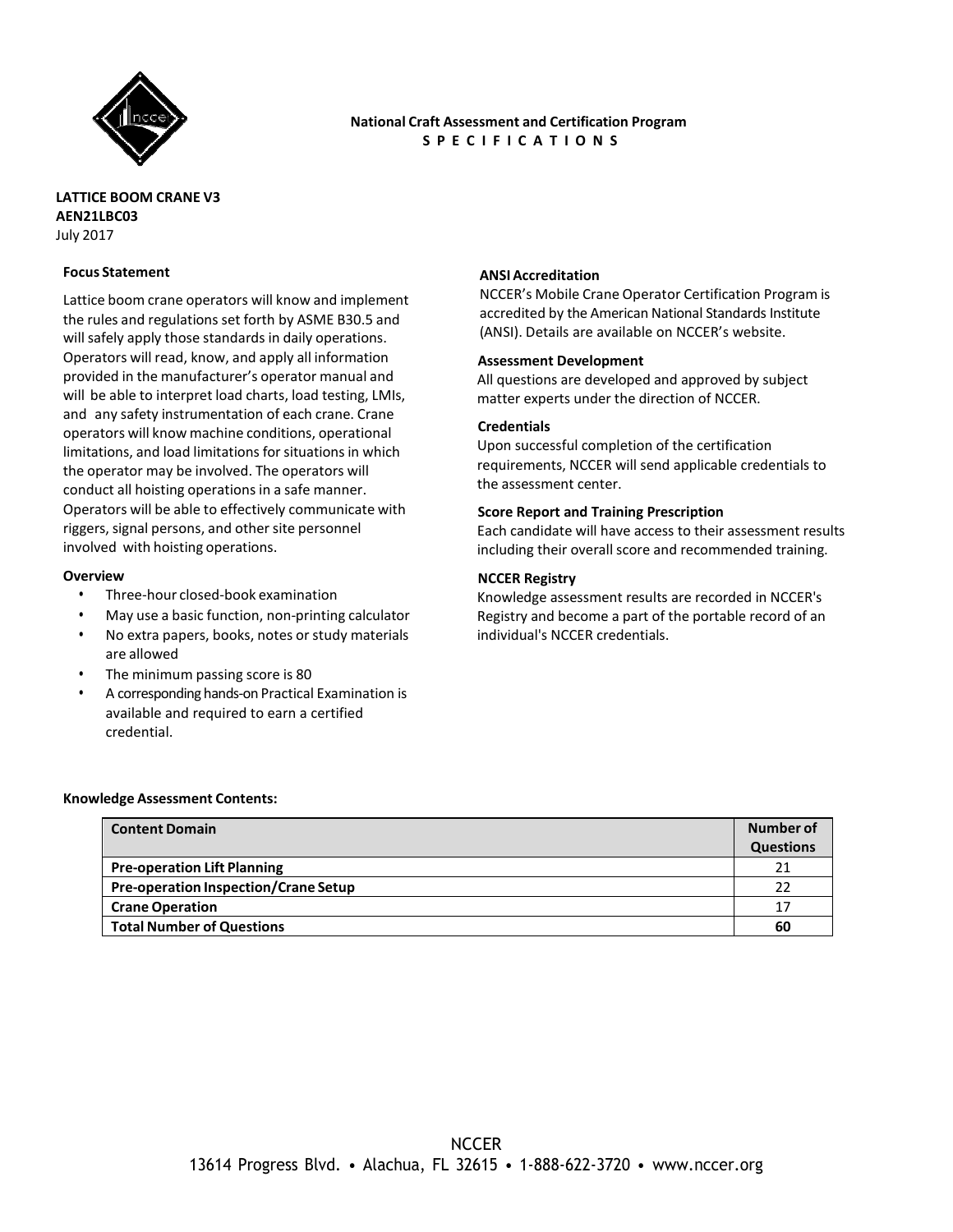**National Craft Assessment and Certification Program**
**S P E C I F I C A T I O N S**

**LATTICE BOOM CRANE V3**
**AEN21LBC03**
July 2017

### Focus Statement

Lattice boom crane operators will know and implement the rules and regulations set forth by ASME B30.5 and will safely apply those standards in daily operations. Operators will read, know, and apply all information provided in the manufacturer's operator manual and will be able to interpret load charts, load testing, LMIs, and any safety instrumentation of each crane. Crane operators will know machine conditions, operational limitations, and load limitations for situations in which the operator may be involved. The operators will conduct all hoisting operations in a safe manner. Operators will be able to effectively communicate with riggers, signal persons, and other site personnel involved with hoisting operations.

### Overview

- Three-hour closed-book examination
- May use a basic function, non-printing calculator
- No extra papers, books, notes or study materials are allowed
- The minimum passing score is 80
- A corresponding hands-on Practical Examination is available and required to earn a certified credential.

### ANSI Accreditation

NCCER's Mobile Crane Operator Certification Program is accredited by the American National Standards Institute (ANSI). Details are available on NCCER's website.

### Assessment Development

All questions are developed and approved by subject matter experts under the direction of NCCER.

### Credentials

Upon successful completion of the certification requirements, NCCER will send applicable credentials to the assessment center.

### Score Report and Training Prescription

Each candidate will have access to their assessment results including their overall score and recommended training.

### NCCER Registry

Knowledge assessment results are recorded in NCCER's Registry and become a part of the portable record of an individual's NCCER credentials.

### Knowledge Assessment Contents:

| Content Domain | Number of Questions |
|---|---|
| **Pre-operation Lift Planning** | 21 |
| **Pre-operation Inspection/Crane Setup** | 22 |
| **Crane Operation** | 17 |
| **Total Number of Questions** | **60** |

NCCER
13614 Progress Blvd. • Alachua, FL 32615 • 1-888-622-3720 • www.nccer.org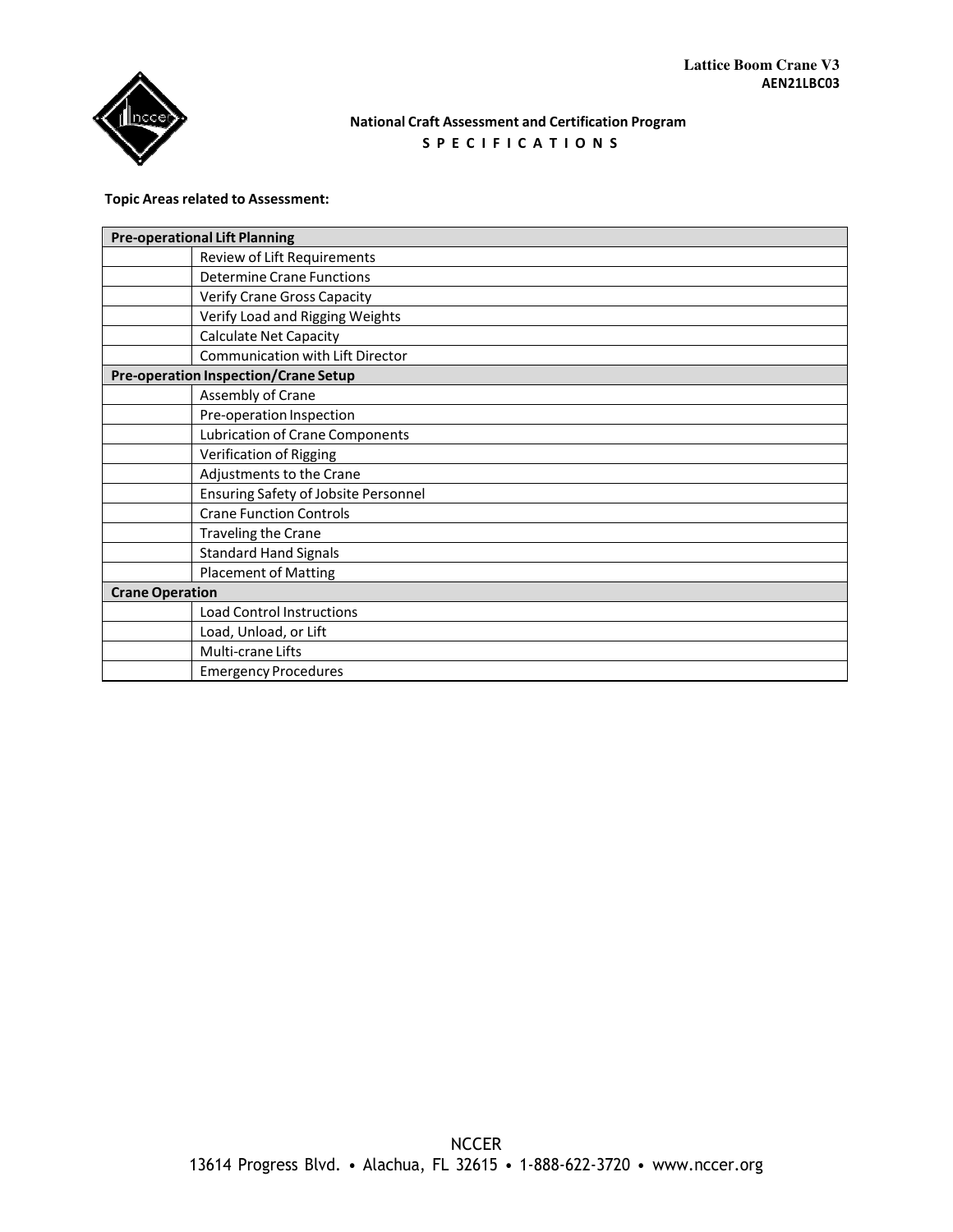**Lattice Boom Crane V3**
**AEN21LBC03**

**National Craft Assessment and Certification Program**
**S P E C I F I C A T I O N S**

**Topic Areas related to Assessment:**

| | |
|---|---|
| **Pre-operational Lift Planning** | |
| | Review of Lift Requirements |
| | Determine Crane Functions |
| | Verify Crane Gross Capacity |
| | Verify Load and Rigging Weights |
| | Calculate Net Capacity |
| | Communication with Lift Director |
| **Pre-operation Inspection/Crane Setup** | |
| | Assembly of Crane |
| | Pre-operation Inspection |
| | Lubrication of Crane Components |
| | Verification of Rigging |
| | Adjustments to the Crane |
| | Ensuring Safety of Jobsite Personnel |
| | Crane Function Controls |
| | Traveling the Crane |
| | Standard Hand Signals |
| | Placement of Matting |
| **Crane Operation** | |
| | Load Control Instructions |
| | Load, Unload, or Lift |
| | Multi-crane Lifts |
| | Emergency Procedures |

NCCER
13614 Progress Blvd. • Alachua, FL 32615 • 1-888-622-3720 • www.nccer.org